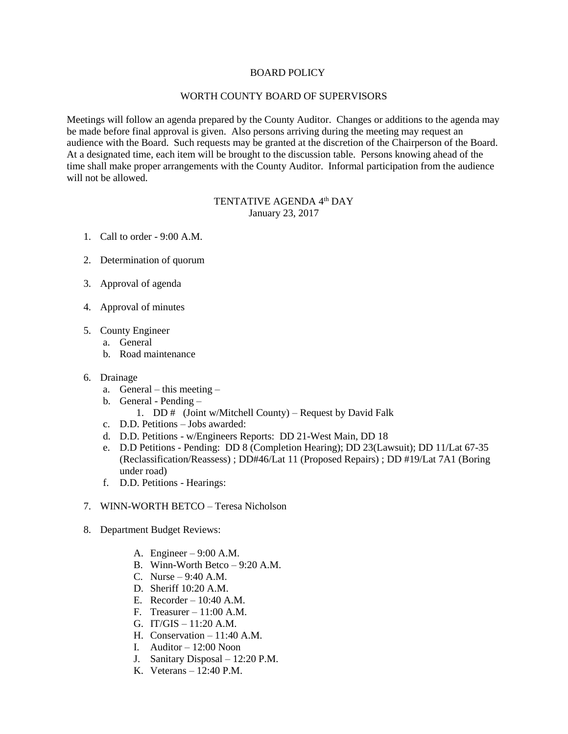# BOARD POLICY

## WORTH COUNTY BOARD OF SUPERVISORS

Meetings will follow an agenda prepared by the County Auditor. Changes or additions to the agenda may be made before final approval is given. Also persons arriving during the meeting may request an audience with the Board. Such requests may be granted at the discretion of the Chairperson of the Board. At a designated time, each item will be brought to the discussion table. Persons knowing ahead of the time shall make proper arrangements with the County Auditor. Informal participation from the audience will not be allowed.

### TENTATIVE AGENDA 4th DAY
January 23, 2017

1. Call to order - 9:00 A.M.

2. Determination of quorum

3. Approval of agenda

4. Approval of minutes

5. County Engineer
   a. General
   b. Road maintenance

6. Drainage
   a. General – this meeting –
   b. General - Pending –
      1. DD #   (Joint w/Mitchell County) – Request by David Falk
   c. D.D. Petitions – Jobs awarded:
   d. D.D. Petitions - w/Engineers Reports: DD 21-West Main, DD 18
   e. D.D Petitions - Pending: DD 8 (Completion Hearing); DD 23(Lawsuit); DD 11/Lat 67-35 (Reclassification/Reassess) ; DD#46/Lat 11 (Proposed Repairs) ; DD #19/Lat 7A1 (Boring under road)
   f. D.D. Petitions - Hearings:

7. WINN-WORTH BETCO – Teresa Nicholson

8. Department Budget Reviews:

   A. Engineer – 9:00 A.M.
   B. Winn-Worth Betco – 9:20 A.M.
   C. Nurse – 9:40 A.M.
   D. Sheriff 10:20 A.M.
   E. Recorder – 10:40 A.M.
   F. Treasurer – 11:00 A.M.
   G. IT/GIS – 11:20 A.M.
   H. Conservation – 11:40 A.M.
   I. Auditor – 12:00 Noon
   J. Sanitary Disposal – 12:20 P.M.
   K. Veterans – 12:40 P.M.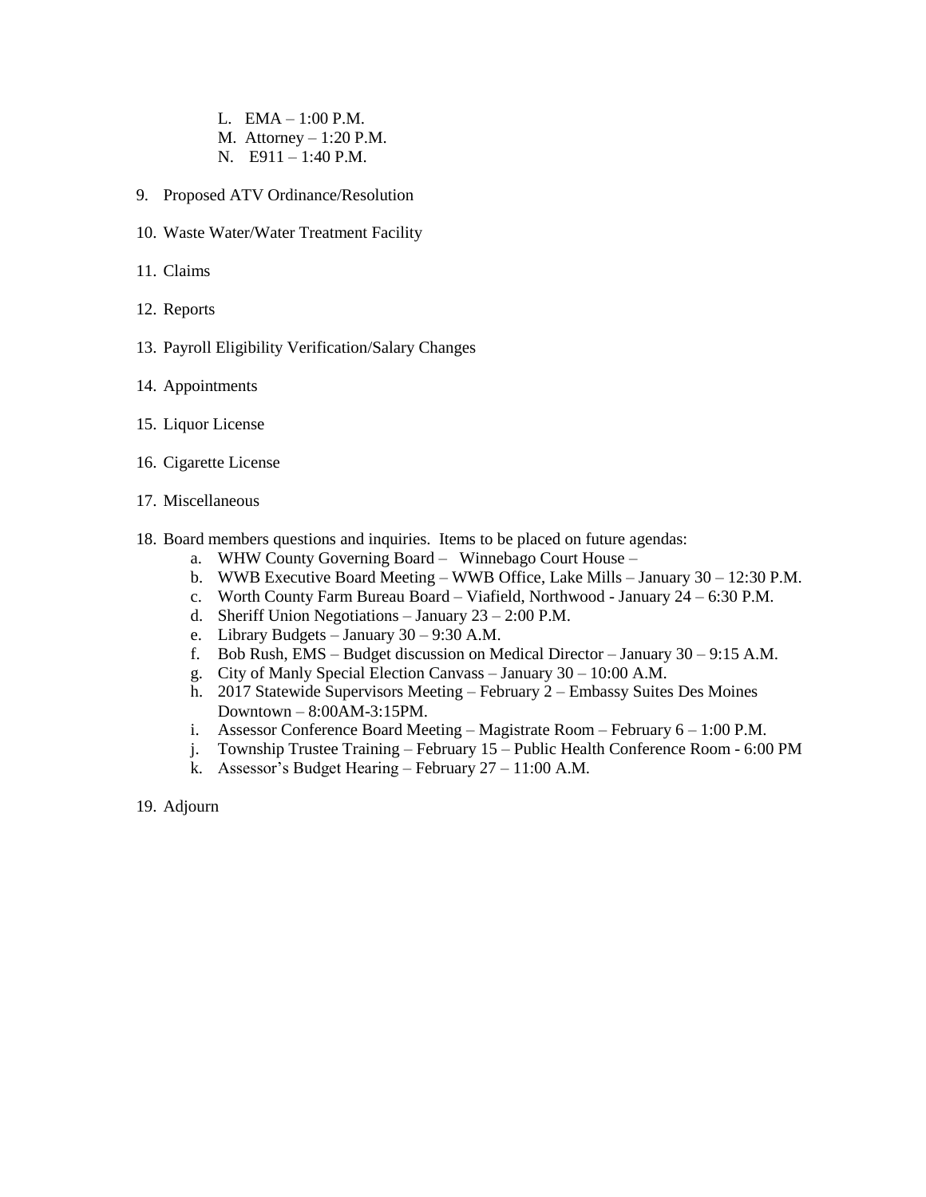L. EMA – 1:00 P.M.
   M. Attorney – 1:20 P.M.
   N. E911 – 1:40 P.M.

9. Proposed ATV Ordinance/Resolution

10. Waste Water/Water Treatment Facility

11. Claims

12. Reports

13. Payroll Eligibility Verification/Salary Changes

14. Appointments

15. Liquor License

16. Cigarette License

17. Miscellaneous

18. Board members questions and inquiries. Items to be placed on future agendas:
    a. WHW County Governing Board – Winnebago Court House –
    b. WWB Executive Board Meeting – WWB Office, Lake Mills – January 30 – 12:30 P.M.
    c. Worth County Farm Bureau Board – Viafield, Northwood - January 24 – 6:30 P.M.
    d. Sheriff Union Negotiations – January 23 – 2:00 P.M.
    e. Library Budgets – January 30 – 9:30 A.M.
    f. Bob Rush, EMS – Budget discussion on Medical Director – January 30 – 9:15 A.M.
    g. City of Manly Special Election Canvass – January 30 – 10:00 A.M.
    h. 2017 Statewide Supervisors Meeting – February 2 – Embassy Suites Des Moines Downtown – 8:00AM-3:15PM.
    i. Assessor Conference Board Meeting – Magistrate Room – February 6 – 1:00 P.M.
    j. Township Trustee Training – February 15 – Public Health Conference Room - 6:00 PM
    k. Assessor's Budget Hearing – February 27 – 11:00 A.M.

19. Adjourn